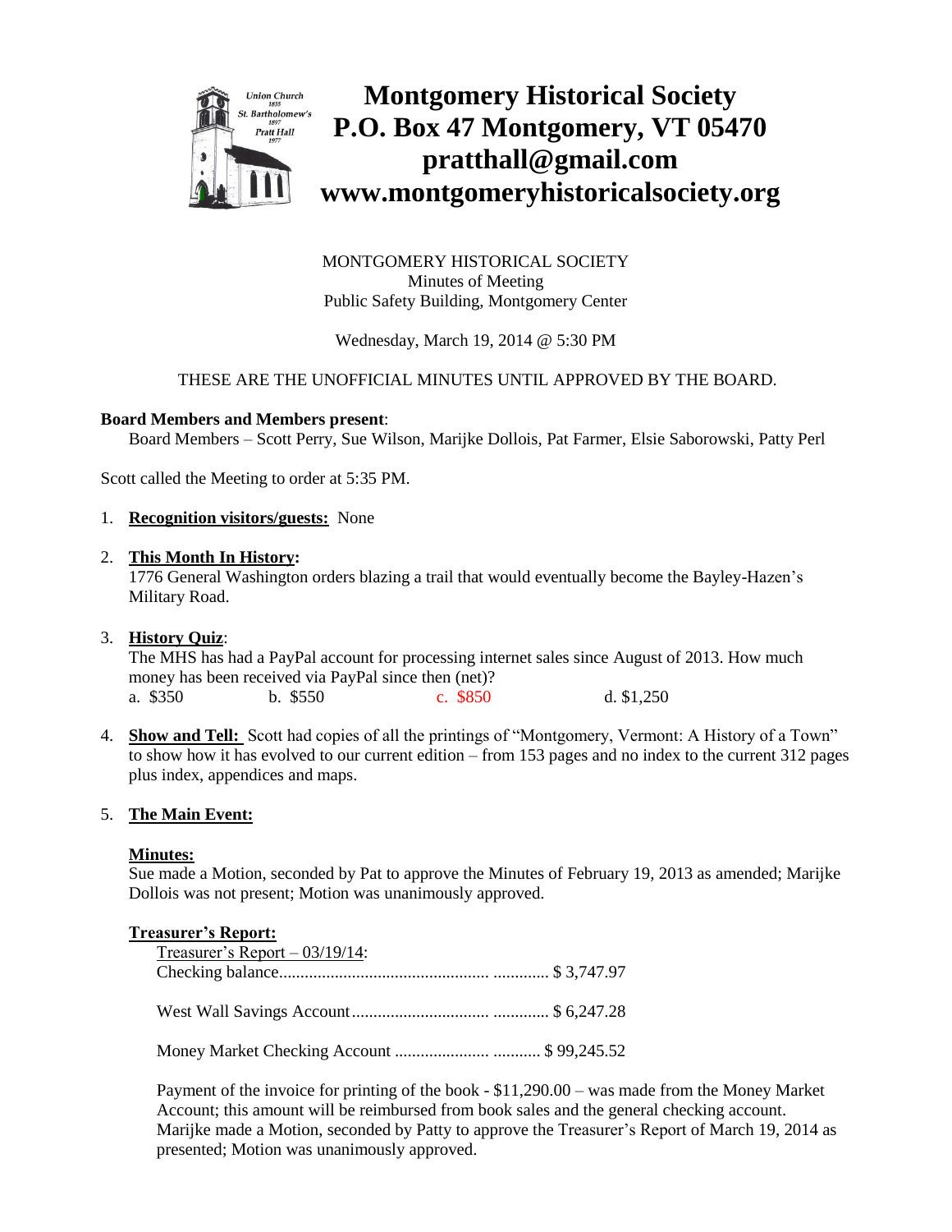# Montgomery Historical Society
# P.O. Box 47 Montgomery, VT 05470
# pratthall@gmail.com
# www.montgomeryhistoricalsociety.org

MONTGOMERY HISTORICAL SOCIETY
Minutes of Meeting
Public Safety Building, Montgomery Center

Wednesday, March 19, 2014 @ 5:30 PM

THESE ARE THE UNOFFICIAL MINUTES UNTIL APPROVED BY THE BOARD.

**Board Members and Members present**:
Board Members – Scott Perry, Sue Wilson, Marijke Dollois, Pat Farmer, Elsie Saborowski, Patty Perl

Scott called the Meeting to order at 5:35 PM.

1. **Recognition visitors/guests:** None

2. **This Month In History:**
   1776 General Washington orders blazing a trail that would eventually become the Bayley-Hazen's Military Road.

3. **History Quiz**:
   The MHS has had a PayPal account for processing internet sales since August of 2013. How much money has been received via PayPal since then (net)?
   a. $350 b. $550 c. $850 d. $1,250

4. **Show and Tell:** Scott had copies of all the printings of "Montgomery, Vermont: A History of a Town" to show how it has evolved to our current edition – from 153 pages and no index to the current 312 pages plus index, appendices and maps.

5. **The Main Event:**

   **Minutes:**
   Sue made a Motion, seconded by Pat to approve the Minutes of February 19, 2013 as amended; Marijke Dollois was not present; Motion was unanimously approved.

   **Treasurer's Report:**
   Treasurer's Report – 03/19/14:
   Checking balance................................................ ............. $ 3,747.97

   West Wall Savings Account............................... ............. $ 6,247.28

   Money Market Checking Account ..................... ........... $ 99,245.52

   Payment of the invoice for printing of the book - $11,290.00 – was made from the Money Market Account; this amount will be reimbursed from book sales and the general checking account. Marijke made a Motion, seconded by Patty to approve the Treasurer's Report of March 19, 2014 as presented; Motion was unanimously approved.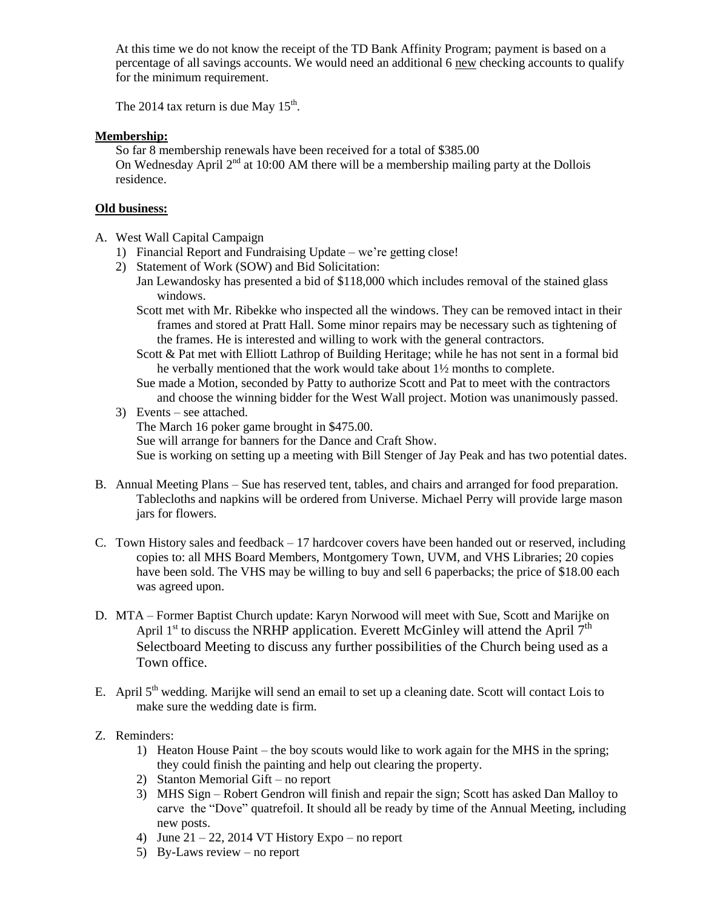At this time we do not know the receipt of the TD Bank Affinity Program; payment is based on a percentage of all savings accounts. We would need an additional 6 new checking accounts to qualify for the minimum requirement.

The 2014 tax return is due May 15th.

**Membership:**

So far 8 membership renewals have been received for a total of $385.00
On Wednesday April 2nd at 10:00 AM there will be a membership mailing party at the Dollois residence.

**Old business:**

A. West Wall Capital Campaign
   1) Financial Report and Fundraising Update – we're getting close!
   2) Statement of Work (SOW) and Bid Solicitation:
      Jan Lewandosky has presented a bid of $118,000 which includes removal of the stained glass windows.
      Scott met with Mr. Ribekke who inspected all the windows. They can be removed intact in their frames and stored at Pratt Hall. Some minor repairs may be necessary such as tightening of the frames. He is interested and willing to work with the general contractors.
      Scott & Pat met with Elliott Lathrop of Building Heritage; while he has not sent in a formal bid he verbally mentioned that the work would take about 1½ months to complete.
      Sue made a Motion, seconded by Patty to authorize Scott and Pat to meet with the contractors and choose the winning bidder for the West Wall project. Motion was unanimously passed.
   3) Events – see attached.
      The March 16 poker game brought in $475.00.
      Sue will arrange for banners for the Dance and Craft Show.
      Sue is working on setting up a meeting with Bill Stenger of Jay Peak and has two potential dates.

B. Annual Meeting Plans – Sue has reserved tent, tables, and chairs and arranged for food preparation. Tablecloths and napkins will be ordered from Universe. Michael Perry will provide large mason jars for flowers.

C. Town History sales and feedback – 17 hardcover covers have been handed out or reserved, including copies to: all MHS Board Members, Montgomery Town, UVM, and VHS Libraries; 20 copies have been sold. The VHS may be willing to buy and sell 6 paperbacks; the price of $18.00 each was agreed upon.

D. MTA – Former Baptist Church update: Karyn Norwood will meet with Sue, Scott and Marijke on April 1st to discuss the NRHP application. Everett McGinley will attend the April 7th Selectboard Meeting to discuss any further possibilities of the Church being used as a Town office.

E. April 5th wedding. Marijke will send an email to set up a cleaning date. Scott will contact Lois to make sure the wedding date is firm.

Z. Reminders:
   1) Heaton House Paint – the boy scouts would like to work again for the MHS in the spring; they could finish the painting and help out clearing the property.
   2) Stanton Memorial Gift – no report
   3) MHS Sign – Robert Gendron will finish and repair the sign; Scott has asked Dan Malloy to carve the "Dove" quatrefoil. It should all be ready by time of the Annual Meeting, including new posts.
   4) June 21 – 22, 2014 VT History Expo – no report
   5) By-Laws review – no report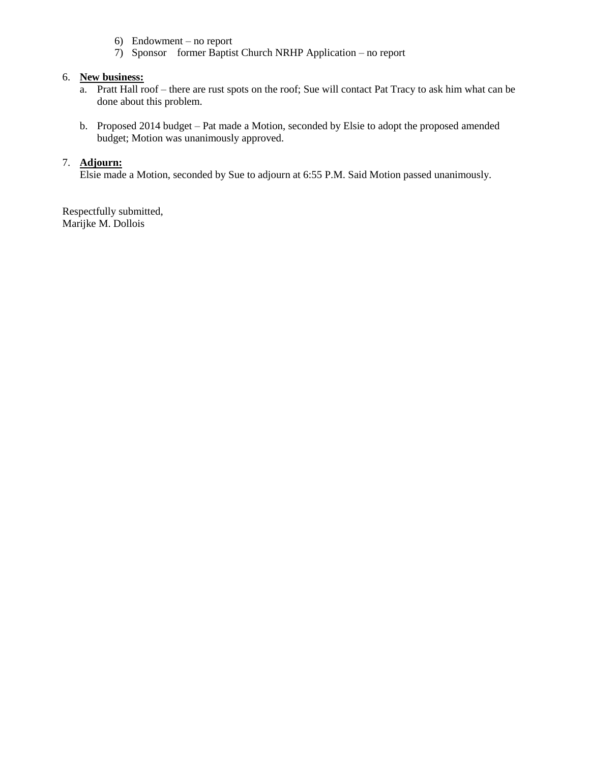6) Endowment – no report
7) Sponsor former Baptist Church NRHP Application – no report

6. **New business:**
   a. Pratt Hall roof – there are rust spots on the roof; Sue will contact Pat Tracy to ask him what can be done about this problem.

   b. Proposed 2014 budget – Pat made a Motion, seconded by Elsie to adopt the proposed amended budget; Motion was unanimously approved.

7. **Adjourn:**
   Elsie made a Motion, seconded by Sue to adjourn at 6:55 P.M. Said Motion passed unanimously.

Respectfully submitted,
Marijke M. Dollois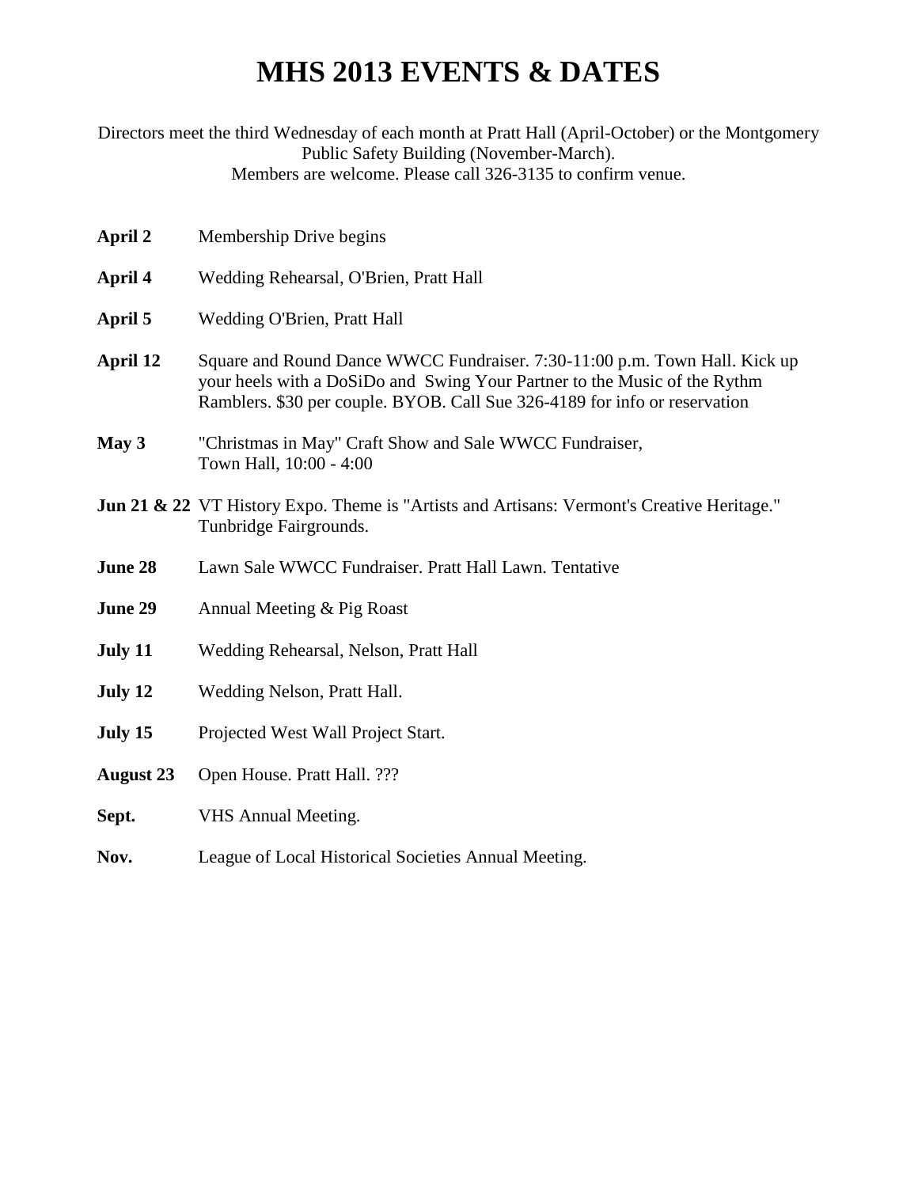# MHS 2013 EVENTS & DATES

Directors meet the third Wednesday of each month at Pratt Hall (April-October) or the Montgomery Public Safety Building (November-March).
Members are welcome. Please call 326-3135 to confirm venue.

**April 2** Membership Drive begins

**April 4** Wedding Rehearsal, O'Brien, Pratt Hall

**April 5** Wedding O'Brien, Pratt Hall

**April 12** Square and Round Dance WWCC Fundraiser. 7:30-11:00 p.m. Town Hall. Kick up your heels with a DoSiDo and Swing Your Partner to the Music of the Rythm Ramblers. $30 per couple. BYOB. Call Sue 326-4189 for info or reservation

**May 3** "Christmas in May" Craft Show and Sale WWCC Fundraiser, Town Hall, 10:00 - 4:00

**Jun 21 & 22** VT History Expo. Theme is "Artists and Artisans: Vermont's Creative Heritage." Tunbridge Fairgrounds.

**June 28** Lawn Sale WWCC Fundraiser. Pratt Hall Lawn. Tentative

**June 29** Annual Meeting & Pig Roast

**July 11** Wedding Rehearsal, Nelson, Pratt Hall

**July 12** Wedding Nelson, Pratt Hall.

**July 15** Projected West Wall Project Start.

**August 23** Open House. Pratt Hall. ???

**Sept.** VHS Annual Meeting.

**Nov.** League of Local Historical Societies Annual Meeting.